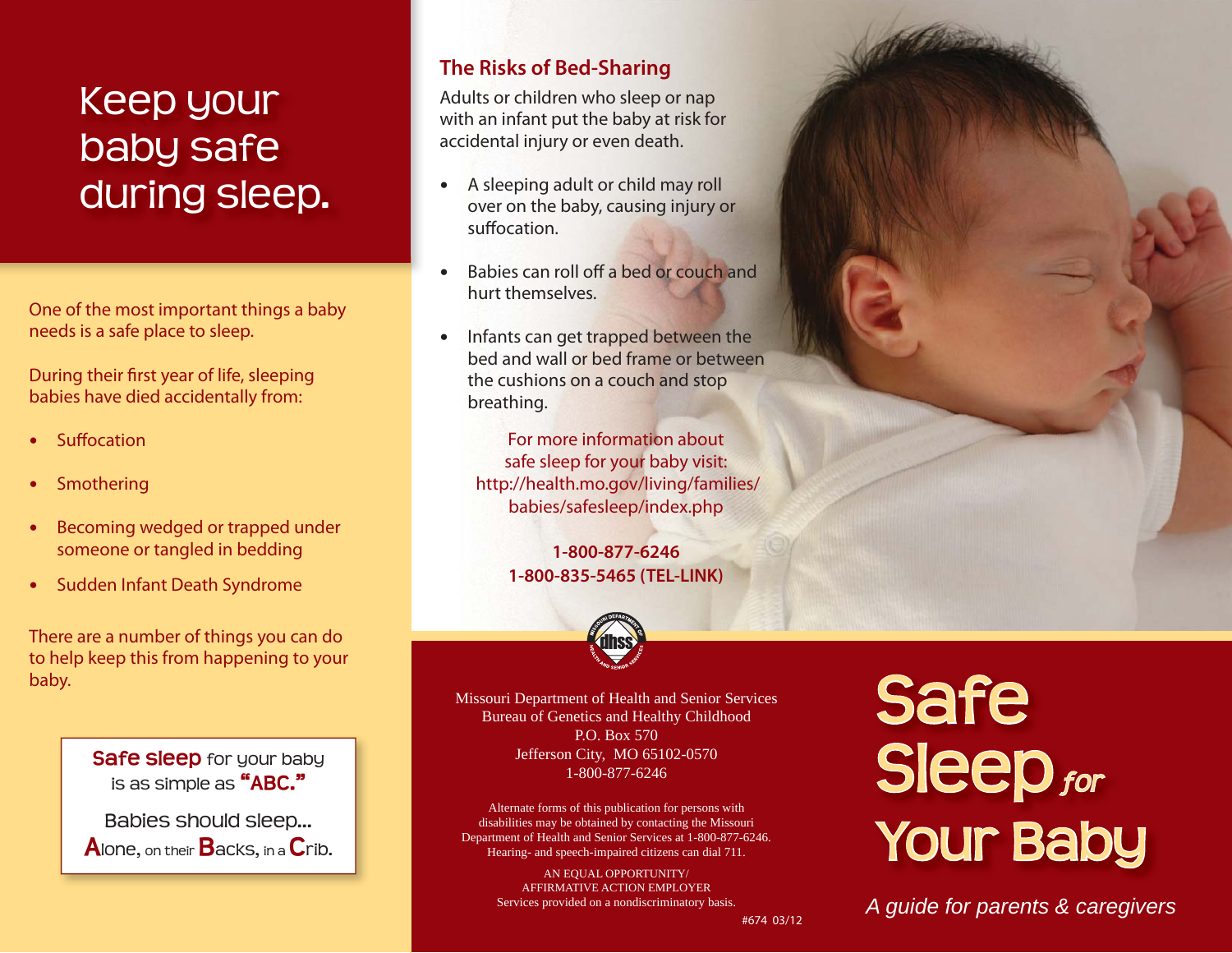# Keep your baby safe during sleep.

One of the most important things a baby needs is a safe place to sleep.

During their first year of life, sleeping babies have died accidentally from:

- Suffocation
- Smothering
- Becoming wedged or trapped under someone or tangled in bedding
- Sudden Infant Death Syndrome

There are a number of things you can do to help keep this from happening to your baby.

> **Safe sleep** for your baby is as simple as **"ABC."**
>
> Babies should sleep...
> **A**lone, on their **B**acks, in a **C**rib.

## The Risks of Bed-Sharing

Adults or children who sleep or nap with an infant put the baby at risk for accidental injury or even death.

- A sleeping adult or child may roll over on the baby, causing injury or suffocation.
- Babies can roll off a bed or couch and hurt themselves.
- Infants can get trapped between the bed and wall or bed frame or between the cushions on a couch and stop breathing.

For more information about safe sleep for your baby visit:
http://health.mo.gov/living/families/babies/safesleep/index.php

**1-800-877-6246**
**1-800-835-5465 (TEL-LINK)**

Missouri Department of Health and Senior Services
Bureau of Genetics and Healthy Childhood
P.O. Box 570
Jefferson City, MO 65102-0570
1-800-877-6246

Alternate forms of this publication for persons with disabilities may be obtained by contacting the Missouri Department of Health and Senior Services at 1-800-877-6246. Hearing- and speech-impaired citizens can dial 711.

AN EQUAL OPPORTUNITY/
AFFIRMATIVE ACTION EMPLOYER
Services provided on a nondiscriminatory basis.

#674 03/12

# Safe Sleep *for* Your Baby

*A guide for parents & caregivers*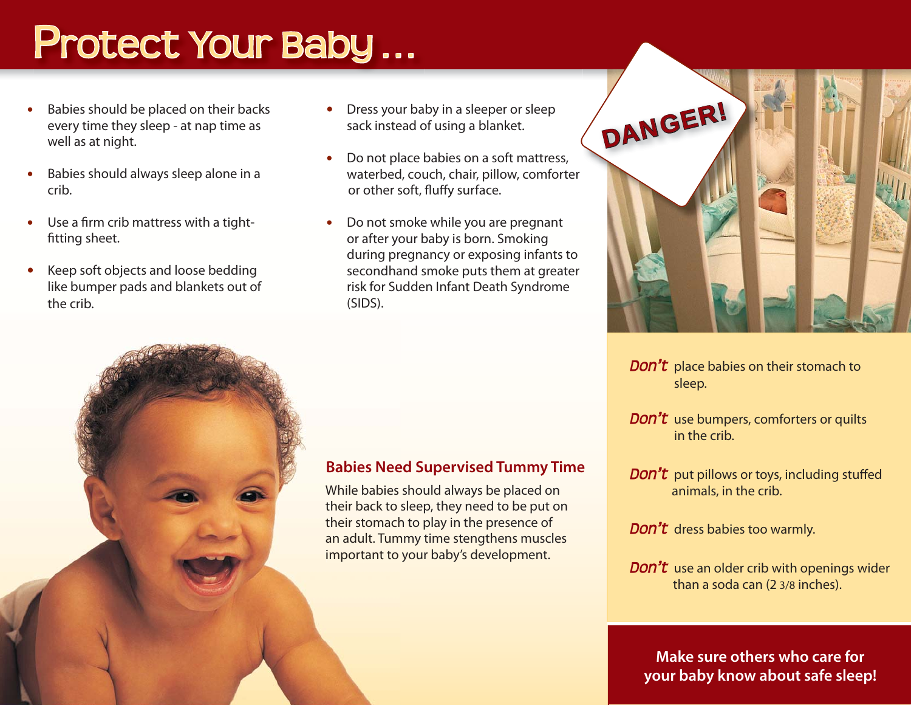# Protect Your Baby ...

- Babies should be placed on their backs every time they sleep - at nap time as well as at night.
- Babies should always sleep alone in a crib.
- Use a firm crib mattress with a tight-fitting sheet.
- Keep soft objects and loose bedding like bumper pads and blankets out of the crib.
- Dress your baby in a sleeper or sleep sack instead of using a blanket.
- Do not place babies on a soft mattress, waterbed, couch, chair, pillow, comforter or other soft, fluffy surface.
- Do not smoke while you are pregnant or after your baby is born. Smoking during pregnancy or exposing infants to secondhand smoke puts them at greater risk for Sudden Infant Death Syndrome (SIDS).

## Babies Need Supervised Tummy Time

While babies should always be placed on their back to sleep, they need to be put on their stomach to play in the presence of an adult. Tummy time stengthens muscles important to your baby's development.

DANGER!

***Don't*** place babies on their stomach to sleep.

***Don't*** use bumpers, comforters or quilts in the crib.

***Don't*** put pillows or toys, including stuffed animals, in the crib.

***Don't*** dress babies too warmly.

***Don't*** use an older crib with openings wider than a soda can (2 3/8 inches).

**Make sure others who care for your baby know about safe sleep!**